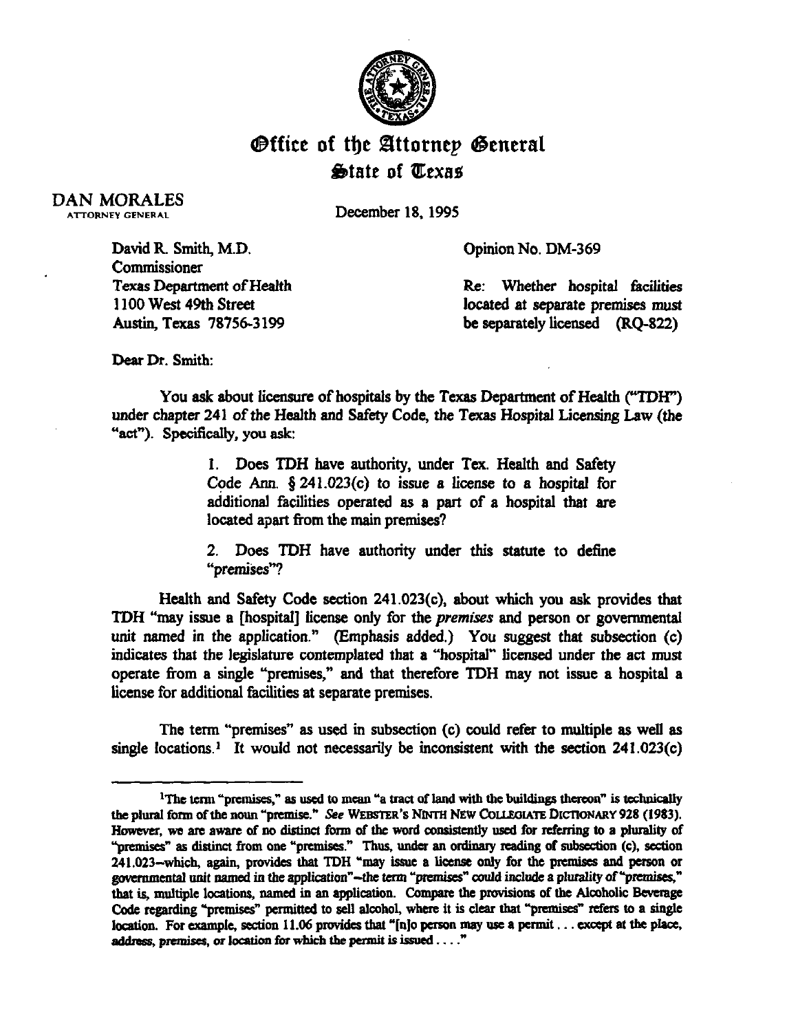# Office of the Attorney General
## State of Texas

DAN MORALES
ATTORNEY GENERAL

December 18, 1995

David R. Smith, M.D.
Commissioner
Texas Department of Health
1100 West 49th Street
Austin, Texas 78756-3199

Opinion No. DM-369

Re: Whether hospital facilities located at separate premises must be separately licensed (RQ-822)

Dear Dr. Smith:

You ask about licensure of hospitals by the Texas Department of Health ("TDH") under chapter 241 of the Health and Safety Code, the Texas Hospital Licensing Law (the "act"). Specifically, you ask:

> 1. Does TDH have authority, under Tex. Health and Safety Code Ann. § 241.023(c) to issue a license to a hospital for additional facilities operated as a part of a hospital that are located apart from the main premises?
>
> 2. Does TDH have authority under this statute to define "premises"?

Health and Safety Code section 241.023(c), about which you ask provides that TDH "may issue a [hospital] license only for the *premises* and person or governmental unit named in the application." (Emphasis added.) You suggest that subsection (c) indicates that the legislature contemplated that a "hospital" licensed under the act must operate from a single "premises," and that therefore TDH may not issue a hospital a license for additional facilities at separate premises.

The term "premises" as used in subsection (c) could refer to multiple as well as single locations.[1] It would not necessarily be inconsistent with the section 241.023(c)

---

[1]The term "premises," as used to mean "a tract of land with the buildings thereon" is technically the plural form of the noun "premise." *See* WEBSTER'S NINTH NEW COLLEGIATE DICTIONARY 928 (1983). However, we are aware of no distinct form of the word consistently used for referring to a plurality of "premises" as distinct from one "premises." Thus, under an ordinary reading of subsection (c), section 241.023--which, again, provides that TDH "may issue a license only for the premises and person or governmental unit named in the application"--the term "premises" could include a plurality of "premises," that is, multiple locations, named in an application. Compare the provisions of the Alcoholic Beverage Code regarding "premises" permitted to sell alcohol, where it is clear that "premises" refers to a single location. For example, section 11.06 provides that "[n]o person may use a permit . . . except at the place, address, premises, or location for which the permit is issued . . . ."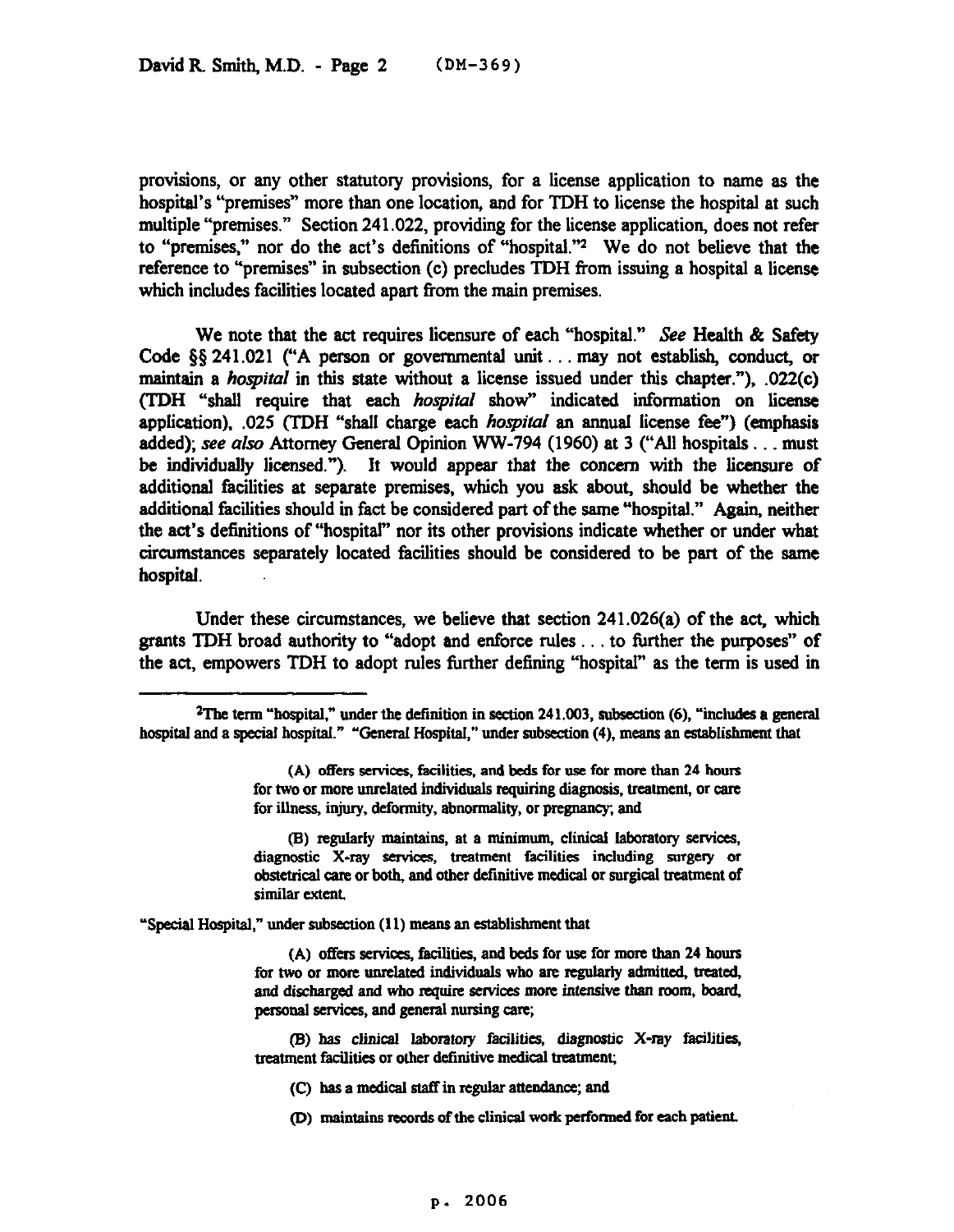provisions, or any other statutory provisions, for a license application to name as the hospital's "premises" more than one location, and for TDH to license the hospital at such multiple "premises." Section 241.022, providing for the license application, does not refer to "premises," nor do the act's definitions of "hospital."[2] We do not believe that the reference to "premises" in subsection (c) precludes TDH from issuing a hospital a license which includes facilities located apart from the main premises.

We note that the act requires licensure of each "hospital." *See* Health & Safety Code §§ 241.021 ("A person or governmental unit . . . may not establish, conduct, or maintain a *hospital* in this state without a license issued under this chapter."), .022(c) (TDH "shall require that each *hospital* show" indicated information on license application), .025 (TDH "shall charge each *hospital* an annual license fee") (emphasis added); *see also* Attorney General Opinion WW-794 (1960) at 3 ("All hospitals . . . must be individually licensed."). It would appear that the concern with the licensure of additional facilities at separate premises, which you ask about, should be whether the additional facilities should in fact be considered part of the same "hospital." Again, neither the act's definitions of "hospital" nor its other provisions indicate whether or under what circumstances separately located facilities should be considered to be part of the same hospital.

Under these circumstances, we believe that section 241.026(a) of the act, which grants TDH broad authority to "adopt and enforce rules . . . to further the purposes" of the act, empowers TDH to adopt rules further defining "hospital" as the term is used in

---

[2]The term "hospital," under the definition in section 241.003, subsection (6), "includes a general hospital and a special hospital." "General Hospital," under subsection (4), means an establishment that

> (A) offers services, facilities, and beds for use for more than 24 hours for two or more unrelated individuals requiring diagnosis, treatment, or care for illness, injury, deformity, abnormality, or pregnancy; and
>
> (B) regularly maintains, at a minimum, clinical laboratory services, diagnostic X-ray services, treatment facilities including surgery or obstetrical care or both, and other definitive medical or surgical treatment of similar extent.

"Special Hospital," under subsection (11) means an establishment that

> (A) offers services, facilities, and beds for use for more than 24 hours for two or more unrelated individuals who are regularly admitted, treated, and discharged and who require services more intensive than room, board, personal services, and general nursing care;
>
> (B) has clinical laboratory facilities, diagnostic X-ray facilities, treatment facilities or other definitive medical treatment;
>
> (C) has a medical staff in regular attendance; and
>
> (D) maintains records of the clinical work performed for each patient.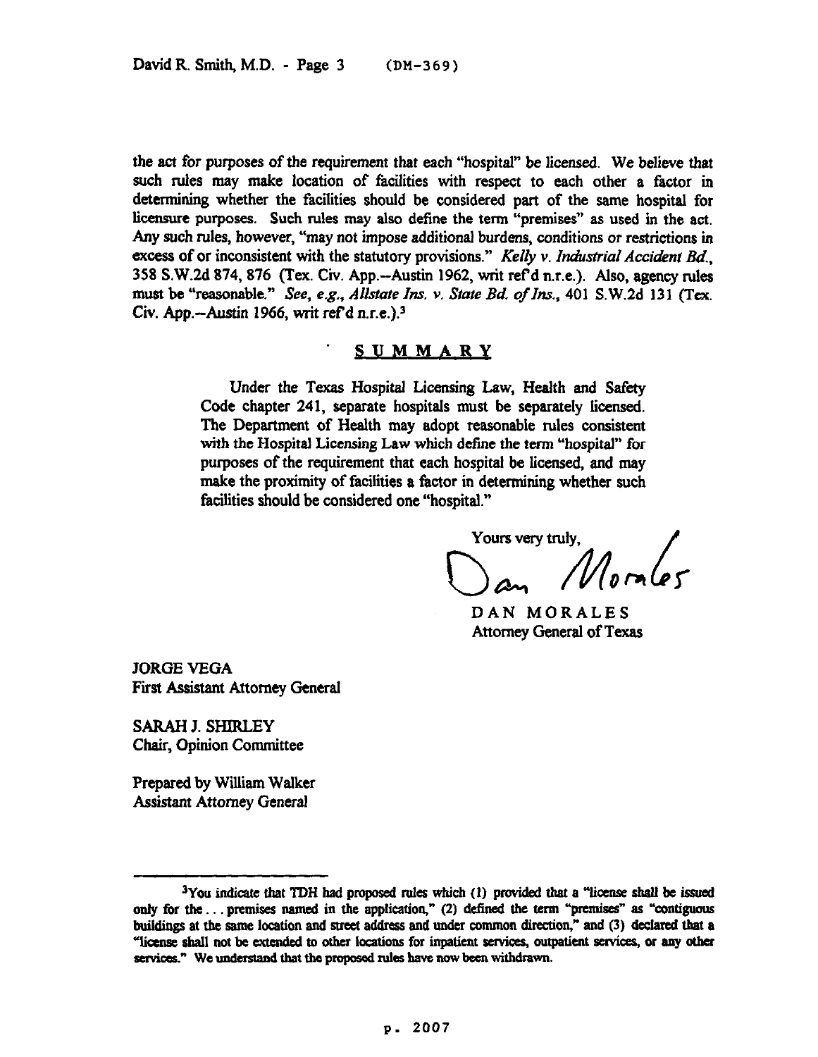the act for purposes of the requirement that each "hospital" be licensed. We believe that such rules may make location of facilities with respect to each other a factor in determining whether the facilities should be considered part of the same hospital for licensure purposes. Such rules may also define the term "premises" as used in the act. Any such rules, however, "may not impose additional burdens, conditions or restrictions in excess of or inconsistent with the statutory provisions." *Kelly v. Industrial Accident Bd.*, 358 S.W.2d 874, 876 (Tex. Civ. App.--Austin 1962, writ ref'd n.r.e.). Also, agency rules must be "reasonable." *See, e.g., Allstate Ins. v. State Bd. of Ins.*, 401 S.W.2d 131 (Tex. Civ. App.--Austin 1966, writ ref'd n.r.e.).[3]

## SUMMARY

Under the Texas Hospital Licensing Law, Health and Safety Code chapter 241, separate hospitals must be separately licensed. The Department of Health may adopt reasonable rules consistent with the Hospital Licensing Law which define the term "hospital" for purposes of the requirement that each hospital be licensed, and may make the proximity of facilities a factor in determining whether such facilities should be considered one "hospital."

Yours very truly,

Dan Morales

DAN MORALES
Attorney General of Texas

JORGE VEGA
First Assistant Attorney General

SARAH J. SHIRLEY
Chair, Opinion Committee

Prepared by William Walker
Assistant Attorney General

---

[3]You indicate that TDH had proposed rules which (1) provided that a "license shall be issued only for the . . . premises named in the application," (2) defined the term "premises" as "contiguous buildings at the same location and street address and under common direction," and (3) declared that a "license shall not be extended to other locations for inpatient services, outpatient services, or any other services." We understand that the proposed rules have now been withdrawn.